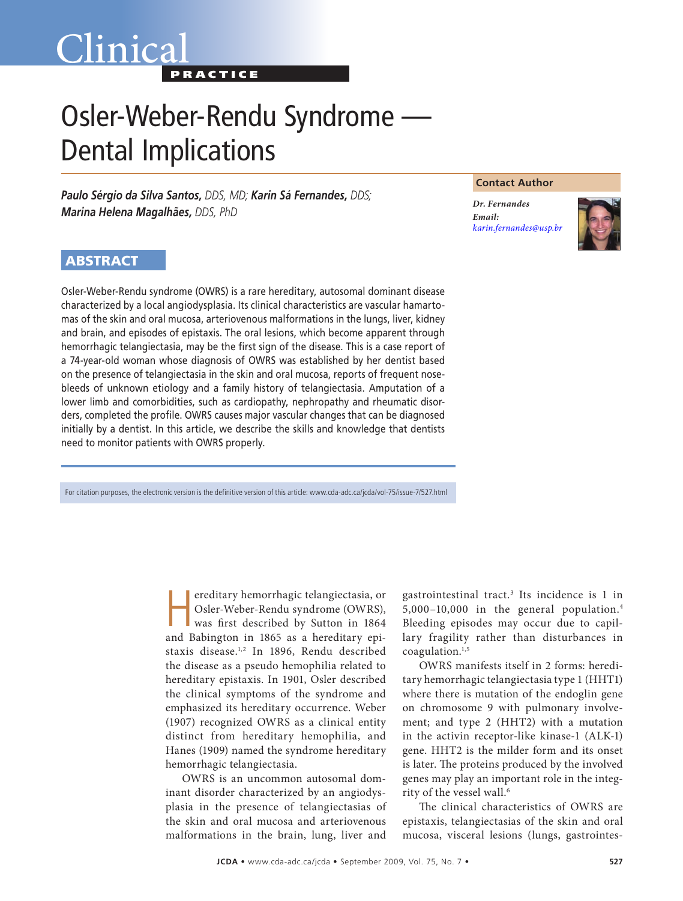Clinical PRACTICE

# Osler-Weber-Rendu Syndrome — Dental Implications

***Paulo Sérgio da Silva Santos,*** *DDS, MD;* ***Karin Sá Fernandes,*** *DDS;* ***Marina Helena Magalhães,*** *DDS, PhD*

**Contact Author**

*Dr. Fernandes*
*Email:*
*karin.fernandes@usp.br*

## ABSTRACT

Osler-Weber-Rendu syndrome (OWRS) is a rare hereditary, autosomal dominant disease characterized by a local angiodysplasia. Its clinical characteristics are vascular hamartomas of the skin and oral mucosa, arteriovenous malformations in the lungs, liver, kidney and brain, and episodes of epistaxis. The oral lesions, which become apparent through hemorrhagic telangiectasia, may be the first sign of the disease. This is a case report of a 74-year-old woman whose diagnosis of OWRS was established by her dentist based on the presence of telangiectasia in the skin and oral mucosa, reports of frequent nosebleeds of unknown etiology and a family history of telangiectasia. Amputation of a lower limb and comorbidities, such as cardiopathy, nephropathy and rheumatic disorders, completed the profile. OWRS causes major vascular changes that can be diagnosed initially by a dentist. In this article, we describe the skills and knowledge that dentists need to monitor patients with OWRS properly.

For citation purposes, the electronic version is the definitive version of this article: www.cda-adc.ca/jcda/vol-75/issue-7/527.html

Hereditary hemorrhagic telangiectasia, or Osler-Weber-Rendu syndrome (OWRS), was first described by Sutton in 1864 and Babington in 1865 as a hereditary epistaxis disease.[1,2] In 1896, Rendu described the disease as a pseudo hemophilia related to hereditary epistaxis. In 1901, Osler described the clinical symptoms of the syndrome and emphasized its hereditary occurrence. Weber (1907) recognized OWRS as a clinical entity distinct from hereditary hemophilia, and Hanes (1909) named the syndrome hereditary hemorrhagic telangiectasia.

OWRS is an uncommon autosomal dominant disorder characterized by an angiodysplasia in the presence of telangiectasias of the skin and oral mucosa and arteriovenous malformations in the brain, lung, liver and gastrointestinal tract.[3] Its incidence is 1 in 5,000–10,000 in the general population.[4] Bleeding episodes may occur due to capillary fragility rather than disturbances in coagulation.[1,5]

OWRS manifests itself in 2 forms: hereditary hemorrhagic telangiectasia type 1 (HHT1) where there is mutation of the endoglin gene on chromosome 9 with pulmonary involvement; and type 2 (HHT2) with a mutation in the activin receptor-like kinase-1 (ALK-1) gene. HHT2 is the milder form and its onset is later. The proteins produced by the involved genes may play an important role in the integrity of the vessel wall.[6]

The clinical characteristics of OWRS are epistaxis, telangiectasias of the skin and oral mucosa, visceral lesions (lungs, gastrointes-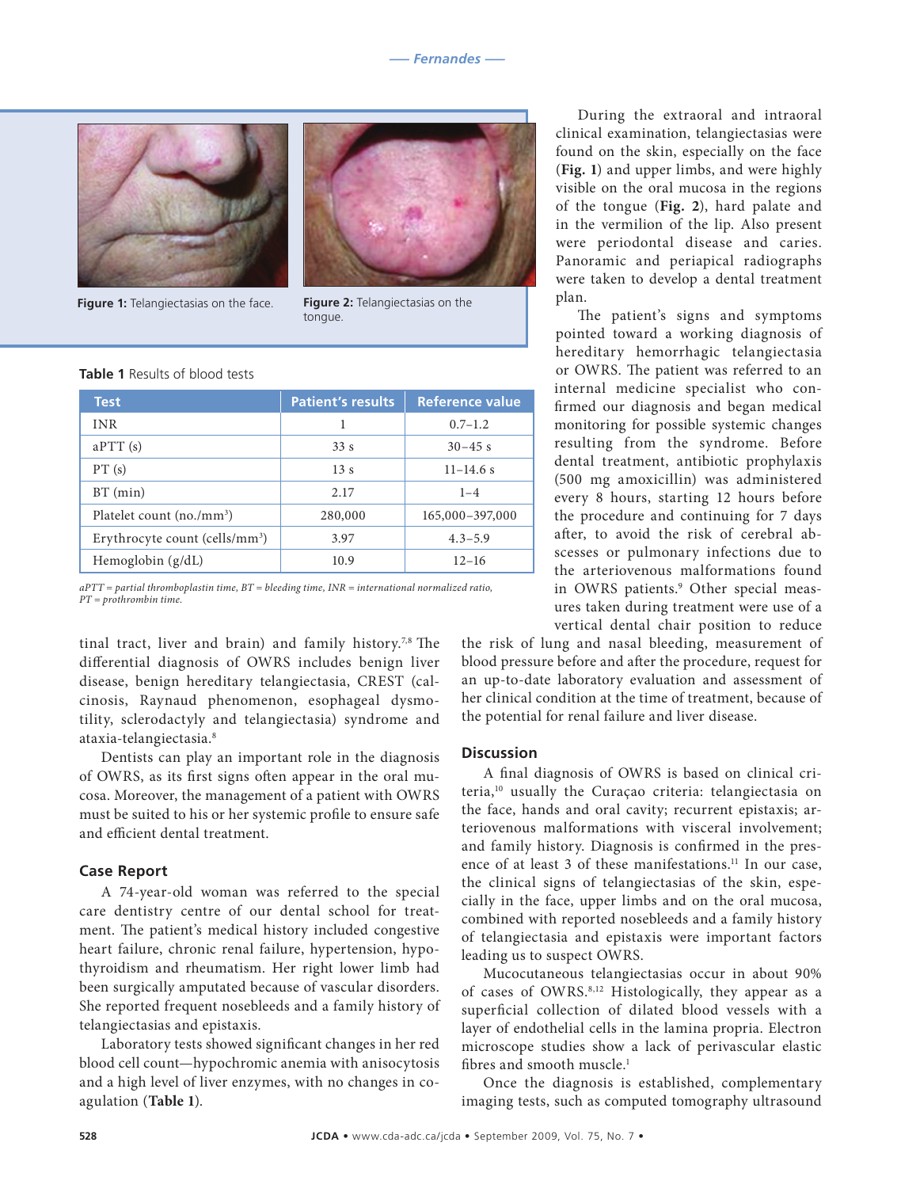Figure 1: Telangiectasias on the face.

Figure 2: Telangiectasias on the tongue.

**Table 1** Results of blood tests

| Test | Patient's results | Reference value |
|---|---|---|
| INR | 1 | 0.7–1.2 |
| aPTT (s) | 33 s | 30–45 s |
| PT (s) | 13 s | 11–14.6 s |
| BT (min) | 2.17 | 1–4 |
| Platelet count (no./mm$^3$) | 280,000 | 165,000–397,000 |
| Erythrocyte count (cells/mm$^3$) | 3.97 | 4.3–5.9 |
| Hemoglobin (g/dL) | 10.9 | 12–16 |

*aPTT = partial thromboplastin time, BT = bleeding time, INR = international normalized ratio, PT = prothrombin time.*

tinal tract, liver and brain) and family history.[7,8] The differential diagnosis of OWRS includes benign liver disease, benign hereditary telangiectasia, CREST (calcinosis, Raynaud phenomenon, esophageal dysmotility, sclerodactyly and telangiectasia) syndrome and ataxia-telangiectasia.[8]

Dentists can play an important role in the diagnosis of OWRS, as its first signs often appear in the oral mucosa. Moreover, the management of a patient with OWRS must be suited to his or her systemic profile to ensure safe and efficient dental treatment.

## Case Report

A 74-year-old woman was referred to the special care dentistry centre of our dental school for treatment. The patient's medical history included congestive heart failure, chronic renal failure, hypertension, hypothyroidism and rheumatism. Her right lower limb had been surgically amputated because of vascular disorders. She reported frequent nosebleeds and a family history of telangiectasias and epistaxis.

Laboratory tests showed significant changes in her red blood cell count—hypochromic anemia with anisocytosis and a high level of liver enzymes, with no changes in coagulation (**Table 1**).

During the extraoral and intraoral clinical examination, telangiectasias were found on the skin, especially on the face (**Fig. 1**) and upper limbs, and were highly visible on the oral mucosa in the regions of the tongue (**Fig. 2**), hard palate and in the vermilion of the lip. Also present were periodontal disease and caries. Panoramic and periapical radiographs were taken to develop a dental treatment plan.

The patient's signs and symptoms pointed toward a working diagnosis of hereditary hemorrhagic telangiectasia or OWRS. The patient was referred to an internal medicine specialist who confirmed our diagnosis and began medical monitoring for possible systemic changes resulting from the syndrome. Before dental treatment, antibiotic prophylaxis (500 mg amoxicillin) was administered every 8 hours, starting 12 hours before the procedure and continuing for 7 days after, to avoid the risk of cerebral abscesses or pulmonary infections due to the arteriovenous malformations found in OWRS patients.[9] Other special measures taken during treatment were use of a vertical dental chair position to reduce the risk of lung and nasal bleeding, measurement of blood pressure before and after the procedure, request for an up-to-date laboratory evaluation and assessment of her clinical condition at the time of treatment, because of the potential for renal failure and liver disease.

## Discussion

A final diagnosis of OWRS is based on clinical criteria,[10] usually the Curaçao criteria: telangiectasia on the face, hands and oral cavity; recurrent epistaxis; arteriovenous malformations with visceral involvement; and family history. Diagnosis is confirmed in the presence of at least 3 of these manifestations.[11] In our case, the clinical signs of telangiectasias of the skin, especially in the face, upper limbs and on the oral mucosa, combined with reported nosebleeds and a family history of telangiectasia and epistaxis were important factors leading us to suspect OWRS.

Mucocutaneous telangiectasias occur in about 90% of cases of OWRS.[8,12] Histologically, they appear as a superficial collection of dilated blood vessels with a layer of endothelial cells in the lamina propria. Electron microscope studies show a lack of perivascular elastic fibres and smooth muscle.[1]

Once the diagnosis is established, complementary imaging tests, such as computed tomography ultrasound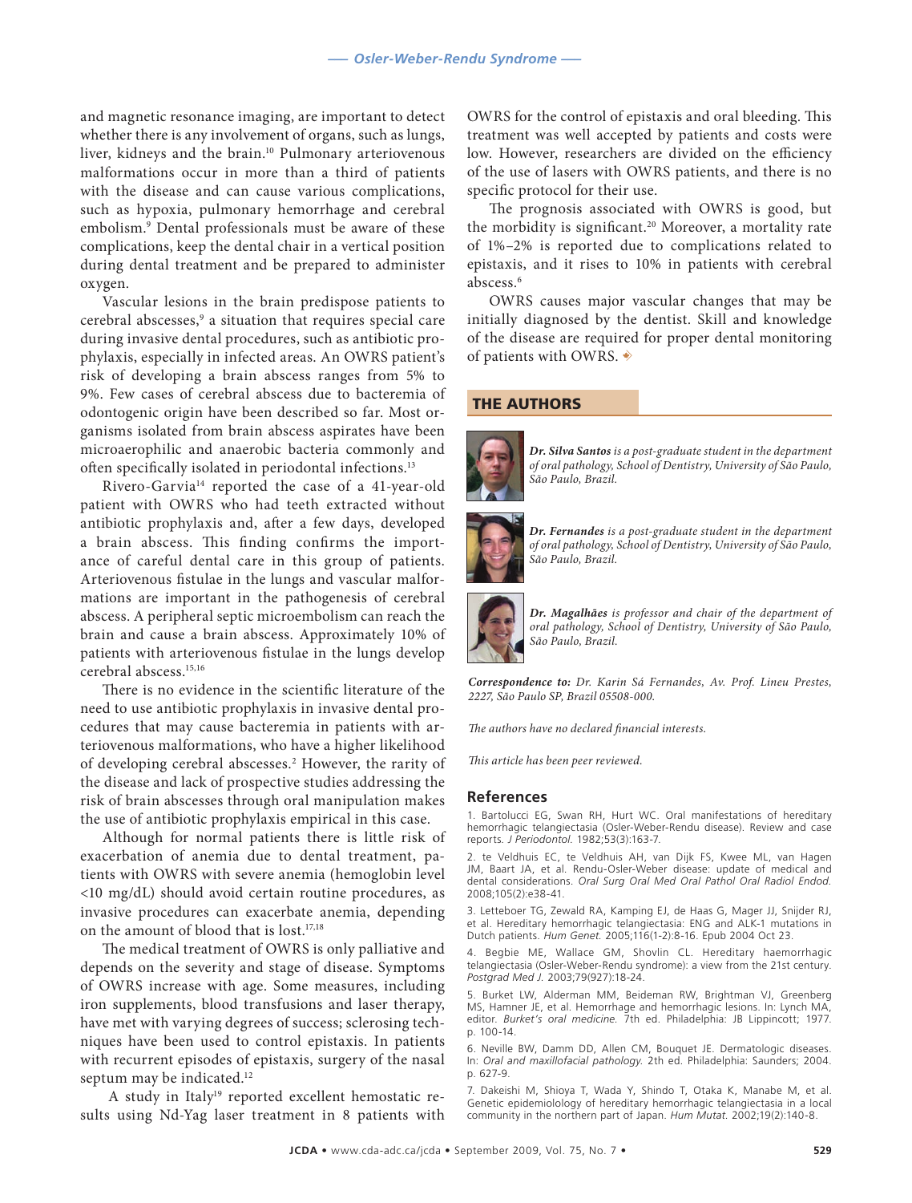and magnetic resonance imaging, are important to detect whether there is any involvement of organs, such as lungs, liver, kidneys and the brain.[10] Pulmonary arteriovenous malformations occur in more than a third of patients with the disease and can cause various complications, such as hypoxia, pulmonary hemorrhage and cerebral embolism.[9] Dental professionals must be aware of these complications, keep the dental chair in a vertical position during dental treatment and be prepared to administer oxygen.

Vascular lesions in the brain predispose patients to cerebral abscesses,[9] a situation that requires special care during invasive dental procedures, such as antibiotic prophylaxis, especially in infected areas. An OWRS patient's risk of developing a brain abscess ranges from 5% to 9%. Few cases of cerebral abscess due to bacteremia of odontogenic origin have been described so far. Most organisms isolated from brain abscess aspirates have been microaerophilic and anaerobic bacteria commonly and often specifically isolated in periodontal infections.[13]

Rivero-Garvia[14] reported the case of a 41-year-old patient with OWRS who had teeth extracted without antibiotic prophylaxis and, after a few days, developed a brain abscess. This finding confirms the importance of careful dental care in this group of patients. Arteriovenous fistulae in the lungs and vascular malformations are important in the pathogenesis of cerebral abscess. A peripheral septic microembolism can reach the brain and cause a brain abscess. Approximately 10% of patients with arteriovenous fistulae in the lungs develop cerebral abscess.[15,16]

There is no evidence in the scientific literature of the need to use antibiotic prophylaxis in invasive dental procedures that may cause bacteremia in patients with arteriovenous malformations, who have a higher likelihood of developing cerebral abscesses.[2] However, the rarity of the disease and lack of prospective studies addressing the risk of brain abscesses through oral manipulation makes the use of antibiotic prophylaxis empirical in this case.

Although for normal patients there is little risk of exacerbation of anemia due to dental treatment, patients with OWRS with severe anemia (hemoglobin level <10 mg/dL) should avoid certain routine procedures, as invasive procedures can exacerbate anemia, depending on the amount of blood that is lost.[17,18]

The medical treatment of OWRS is only palliative and depends on the severity and stage of disease. Symptoms of OWRS increase with age. Some measures, including iron supplements, blood transfusions and laser therapy, have met with varying degrees of success; sclerosing techniques have been used to control epistaxis. In patients with recurrent episodes of epistaxis, surgery of the nasal septum may be indicated.[12]

A study in Italy[19] reported excellent hemostatic results using Nd-Yag laser treatment in 8 patients with OWRS for the control of epistaxis and oral bleeding. This treatment was well accepted by patients and costs were low. However, researchers are divided on the efficiency of the use of lasers with OWRS patients, and there is no specific protocol for their use.

The prognosis associated with OWRS is good, but the morbidity is significant.[20] Moreover, a mortality rate of 1%–2% is reported due to complications related to epistaxis, and it rises to 10% in patients with cerebral abscess.[6]

OWRS causes major vascular changes that may be initially diagnosed by the dentist. Skill and knowledge of the disease are required for proper dental monitoring of patients with OWRS.

## THE AUTHORS

***Dr. Silva Santos*** *is a post-graduate student in the department of oral pathology, School of Dentistry, University of São Paulo, São Paulo, Brazil.*

***Dr. Fernandes*** *is a post-graduate student in the department of oral pathology, School of Dentistry, University of São Paulo, São Paulo, Brazil.*

***Dr. Magalhães*** *is professor and chair of the department of oral pathology, School of Dentistry, University of São Paulo, São Paulo, Brazil.*

***Correspondence to:*** *Dr. Karin Sá Fernandes, Av. Prof. Lineu Prestes, 2227, São Paulo SP, Brazil 05508-000.*

*The authors have no declared financial interests.*

*This article has been peer reviewed.*

## References

1. Bartolucci EG, Swan RH, Hurt WC. Oral manifestations of hereditary hemorrhagic telangiectasia (Osler-Weber-Rendu disease). Review and case reports. *J Periodontol.* 1982;53(3):163-7.

2. te Veldhuis EC, te Veldhuis AH, van Dijk FS, Kwee ML, van Hagen JM, Baart JA, et al. Rendu-Osler-Weber disease: update of medical and dental considerations. *Oral Surg Oral Med Oral Pathol Oral Radiol Endod.* 2008;105(2):e38-41.

3. Letteboer TG, Zewald RA, Kamping EJ, de Haas G, Mager JJ, Snijder RJ, et al. Hereditary hemorrhagic telangiectasia: ENG and ALK-1 mutations in Dutch patients. *Hum Genet.* 2005;116(1-2):8-16. Epub 2004 Oct 23.

4. Begbie ME, Wallace GM, Shovlin CL. Hereditary haemorrhagic telangiectasia (Osler-Weber-Rendu syndrome): a view from the 21st century. *Postgrad Med J.* 2003;79(927):18-24.

5. Burket LW, Alderman MM, Beideman RW, Brightman VJ, Greenberg MS, Hamner JE, et al. Hemorrhage and hemorrhagic lesions. In: Lynch MA, editor. *Burket's oral medicine.* 7th ed. Philadelphia: JB Lippincott; 1977. p. 100-14.

6. Neville BW, Damm DD, Allen CM, Bouquet JE. Dermatologic diseases. In: *Oral and maxillofacial pathology.* 2th ed. Philadelphia: Saunders; 2004. p. 627-9.

7. Dakeishi M, Shioya T, Wada Y, Shindo T, Otaka K, Manabe M, et al. Genetic epidemiology of hereditary hemorrhagic telangiectasia in a local community in the northern part of Japan. *Hum Mutat.* 2002;19(2):140-8.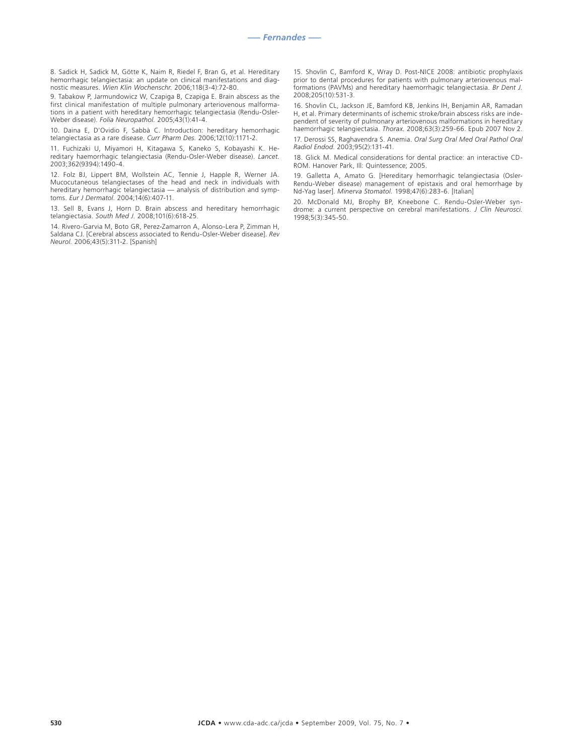8. Sadick H, Sadick M, Götte K, Naim R, Riedel F, Bran G, et al. Hereditary hemorrhagic telangiectasia: an update on clinical manifestations and diagnostic measures. *Wien Klin Wochenschr.* 2006;118(3-4):72-80.

9. Tabakow P, Jarmundowicz W, Czapiga B, Czapiga E. Brain abscess as the first clinical manifestation of multiple pulmonary arteriovenous malformations in a patient with hereditary hemorrhagic telangiectasia (Rendu-Osler-Weber disease). *Folia Neuropathol.* 2005;43(1):41-4.

10. Daina E, D'Ovidio F, Sabbà C. Introduction: hereditary hemorrhagic telangiectasia as a rare disease. *Curr Pharm Des.* 2006;12(10):1171-2.

11. Fuchizaki U, Miyamori H, Kitagawa S, Kaneko S, Kobayashi K. Hereditary haemorrhagic telangiectasia (Rendu-Osler-Weber disease). *Lancet.* 2003;362(9394):1490-4.

12. Folz BJ, Lippert BM, Wollstein AC, Tennie J, Happle R, Werner JA. Mucocutaneous telangiectases of the head and neck in individuals with hereditary hemorrhagic telangiectasia — analysis of distribution and symptoms. *Eur J Dermatol.* 2004;14(6):407-11.

13. Sell B, Evans J, Horn D. Brain abscess and hereditary hemorrhagic telangiectasia. *South Med J.* 2008;101(6):618-25.

14. Rivero-Garvia M, Boto GR, Perez-Zamarron A, Alonso-Lera P, Zimman H, Saldana CJ. [Cerebral abscess associated to Rendu-Osler-Weber disease]. *Rev Neurol.* 2006;43(5):311-2. [Spanish]

15. Shovlin C, Bamford K, Wray D. Post-NICE 2008: antibiotic prophylaxis prior to dental procedures for patients with pulmonary arteriovenous malformations (PAVMs) and hereditary haemorrhagic telangiectasia. *Br Dent J.* 2008;205(10):531-3.

16. Shovlin CL, Jackson JE, Bamford KB, Jenkins IH, Benjamin AR, Ramadan H, et al. Primary determinants of ischemic stroke/brain abscess risks are independent of severity of pulmonary arteriovenous malformations in hereditary haemorrhagic telangiectasia. *Thorax.* 2008;63(3):259-66. Epub 2007 Nov 2.

17. Derossi SS, Raghavendra S. Anemia. *Oral Surg Oral Med Oral Pathol Oral Radiol Endod.* 2003;95(2):131-41.

18. Glick M. Medical considerations for dental practice: an interactive CD-ROM. Hanover Park, Ill: Quintessence; 2005.

19. Galletta A, Amato G. [Hereditary hemorrhagic telangiectasia (Osler-Rendu-Weber disease) management of epistaxis and oral hemorrhage by Nd-Yag laser]. *Minerva Stomatol.* 1998;47(6):283-6. [Italian]

20. McDonald MJ, Brophy BP, Kneebone C. Rendu-Osler-Weber syndrome: a current perspective on cerebral manifestations. *J Clin Neurosci.* 1998;5(3):345-50.